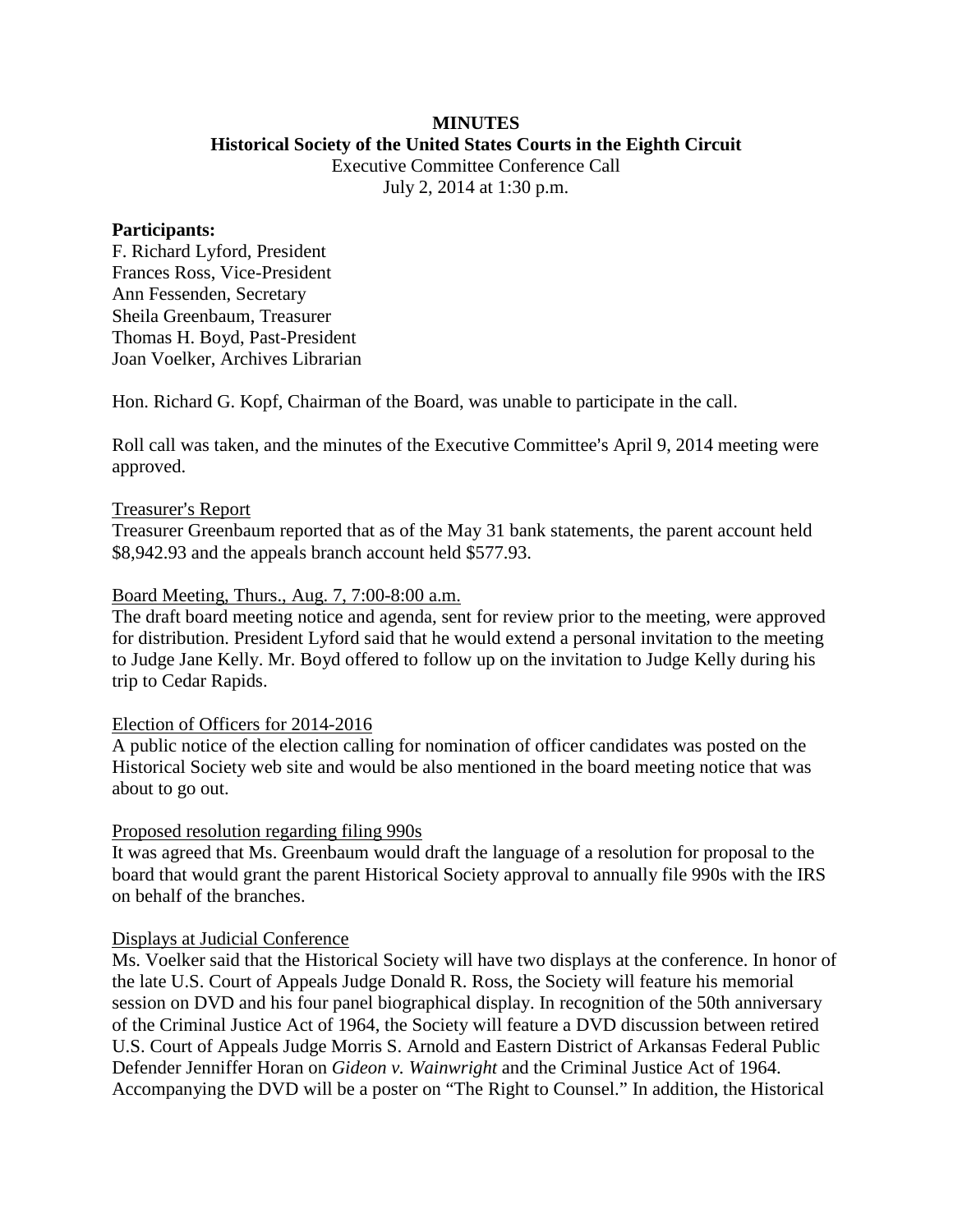**MINUTES**

**Historical Society of the United States Courts in the Eighth Circuit**

Executive Committee Conference Call

July 2, 2014 at 1:30 p.m.

**Participants:**

F. Richard Lyford, President
Frances Ross, Vice-President
Ann Fessenden, Secretary
Sheila Greenbaum, Treasurer
Thomas H. Boyd, Past-President
Joan Voelker, Archives Librarian

Hon. Richard G. Kopf, Chairman of the Board, was unable to participate in the call.

Roll call was taken, and the minutes of the Executive Committee's April 9, 2014 meeting were approved.

<u>Treasurer's Report</u>

Treasurer Greenbaum reported that as of the May 31 bank statements, the parent account held $8,942.93 and the appeals branch account held $577.93.

<u>Board Meeting, Thurs., Aug. 7, 7:00-8:00 a.m.</u>

The draft board meeting notice and agenda, sent for review prior to the meeting, were approved for distribution. President Lyford said that he would extend a personal invitation to the meeting to Judge Jane Kelly. Mr. Boyd offered to follow up on the invitation to Judge Kelly during his trip to Cedar Rapids.

<u>Election of Officers for 2014-2016</u>

A public notice of the election calling for nomination of officer candidates was posted on the Historical Society web site and would be also mentioned in the board meeting notice that was about to go out.

<u>Proposed resolution regarding filing 990s</u>

It was agreed that Ms. Greenbaum would draft the language of a resolution for proposal to the board that would grant the parent Historical Society approval to annually file 990s with the IRS on behalf of the branches.

<u>Displays at Judicial Conference</u>

Ms. Voelker said that the Historical Society will have two displays at the conference. In honor of the late U.S. Court of Appeals Judge Donald R. Ross, the Society will feature his memorial session on DVD and his four panel biographical display. In recognition of the 50th anniversary of the Criminal Justice Act of 1964, the Society will feature a DVD discussion between retired U.S. Court of Appeals Judge Morris S. Arnold and Eastern District of Arkansas Federal Public Defender Jenniffer Horan on *Gideon v. Wainwright* and the Criminal Justice Act of 1964. Accompanying the DVD will be a poster on "The Right to Counsel." In addition, the Historical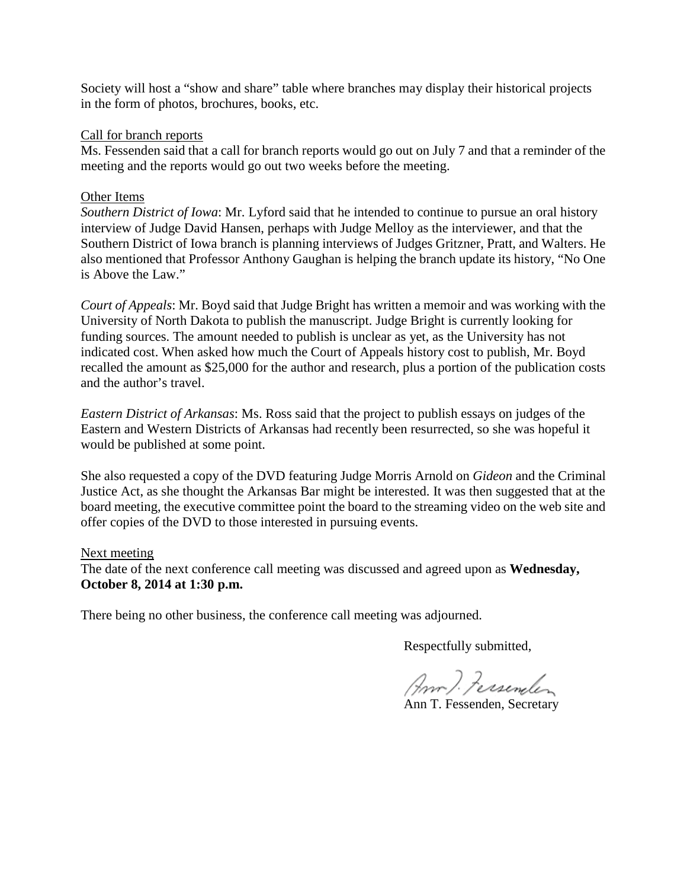Society will host a "show and share" table where branches may display their historical projects in the form of photos, brochures, books, etc.

Call for branch reports

Ms. Fessenden said that a call for branch reports would go out on July 7 and that a reminder of the meeting and the reports would go out two weeks before the meeting.

Other Items

*Southern District of Iowa*: Mr. Lyford said that he intended to continue to pursue an oral history interview of Judge David Hansen, perhaps with Judge Melloy as the interviewer, and that the Southern District of Iowa branch is planning interviews of Judges Gritzner, Pratt, and Walters. He also mentioned that Professor Anthony Gaughan is helping the branch update its history, "No One is Above the Law."

*Court of Appeals*: Mr. Boyd said that Judge Bright has written a memoir and was working with the University of North Dakota to publish the manuscript. Judge Bright is currently looking for funding sources. The amount needed to publish is unclear as yet, as the University has not indicated cost. When asked how much the Court of Appeals history cost to publish, Mr. Boyd recalled the amount as $25,000 for the author and research, plus a portion of the publication costs and the author's travel.

*Eastern District of Arkansas*: Ms. Ross said that the project to publish essays on judges of the Eastern and Western Districts of Arkansas had recently been resurrected, so she was hopeful it would be published at some point.

She also requested a copy of the DVD featuring Judge Morris Arnold on *Gideon* and the Criminal Justice Act, as she thought the Arkansas Bar might be interested. It was then suggested that at the board meeting, the executive committee point the board to the streaming video on the web site and offer copies of the DVD to those interested in pursuing events.

Next meeting

The date of the next conference call meeting was discussed and agreed upon as **Wednesday, October 8, 2014 at 1:30 p.m.**

There being no other business, the conference call meeting was adjourned.

Respectfully submitted,

Ann T. Fessenden

Ann T. Fessenden, Secretary